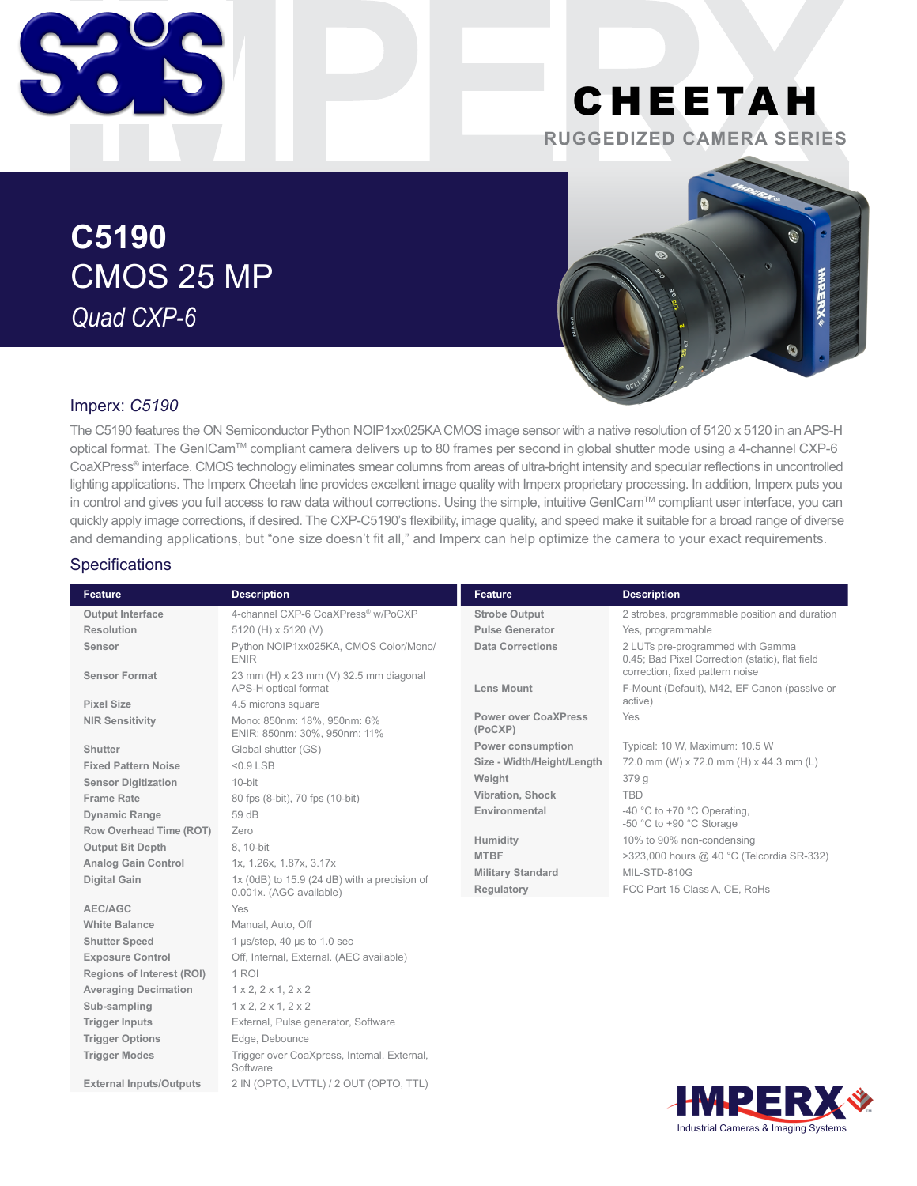# CHEETAH

RUGGEDIZED CAMERA SERIES

# C5190
## CMOS 25 MP
*Quad CXP-6*

### Imperx: *C5190*

The C5190 features the ON Semiconductor Python NOIP1xx025KA CMOS image sensor with a native resolution of 5120 x 5120 in an APS-H optical format. The GenICam™ compliant camera delivers up to 80 frames per second in global shutter mode using a 4-channel CXP-6 CoaXPress® interface. CMOS technology eliminates smear columns from areas of ultra-bright intensity and specular reflections in uncontrolled lighting applications. The Imperx Cheetah line provides excellent image quality with Imperx proprietary processing. In addition, Imperx puts you in control and gives you full access to raw data without corrections. Using the simple, intuitive GenICam™ compliant user interface, you can quickly apply image corrections, if desired. The CXP-C5190's flexibility, image quality, and speed make it suitable for a broad range of diverse and demanding applications, but "one size doesn't fit all," and Imperx can help optimize the camera to your exact requirements.

## Specifications

| Feature | Description |
|---|---|
| Output Interface | 4-channel CXP-6 CoaXPress® w/PoCXP |
| Resolution | 5120 (H) x 5120 (V) |
| Sensor | Python NOIP1xx025KA, CMOS Color/Mono/ENIR |
| Sensor Format | 23 mm (H) x 23 mm (V) 32.5 mm diagonal APS-H optical format |
| Pixel Size | 4.5 microns square |
| NIR Sensitivity | Mono: 850nm: 18%, 950nm: 6% ENIR: 850nm: 30%, 950nm: 11% |
| Shutter | Global shutter (GS) |
| Fixed Pattern Noise | <0.9 LSB |
| Sensor Digitization | 10-bit |
| Frame Rate | 80 fps (8-bit), 70 fps (10-bit) |
| Dynamic Range | 59 dB |
| Row Overhead Time (ROT) | Zero |
| Output Bit Depth | 8, 10-bit |
| Analog Gain Control | 1x, 1.26x, 1.87x, 3.17x |
| Digital Gain | 1x (0dB) to 15.9 (24 dB) with a precision of 0.001x. (AGC available) |
| AEC/AGC | Yes |
| White Balance | Manual, Auto, Off |
| Shutter Speed | 1 µs/step, 40 µs to 1.0 sec |
| Exposure Control | Off, Internal, External. (AEC available) |
| Regions of Interest (ROI) | 1 ROI |
| Averaging Decimation | 1 x 2, 2 x 1, 2 x 2 |
| Sub-sampling | 1 x 2, 2 x 1, 2 x 2 |
| Trigger Inputs | External, Pulse generator, Software |
| Trigger Options | Edge, Debounce |
| Trigger Modes | Trigger over CoaXpress, Internal, External, Software |
| External Inputs/Outputs | 2 IN (OPTO, LVTTL) / 2 OUT (OPTO, TTL) |

| Feature | Description |
|---|---|
| Strobe Output | 2 strobes, programmable position and duration |
| Pulse Generator | Yes, programmable |
| Data Corrections | 2 LUTs pre-programmed with Gamma 0.45; Bad Pixel Correction (static), flat field correction, fixed pattern noise |
| Lens Mount | F-Mount (Default), M42, EF Canon (passive or active) |
| Power over CoaXPress (PoCXP) | Yes |
| Power consumption | Typical: 10 W, Maximum: 10.5 W |
| Size - Width/Height/Length | 72.0 mm (W) x 72.0 mm (H) x 44.3 mm (L) |
| Weight | 379 g |
| Vibration, Shock | TBD |
| Environmental | -40 °C to +70 °C Operating, -50 °C to +90 °C Storage |
| Humidity | 10% to 90% non-condensing |
| MTBF | >323,000 hours @ 40 °C (Telcordia SR-332) |
| Military Standard | MIL-STD-810G |
| Regulatory | FCC Part 15 Class A, CE, RoHs |

IMPERX
Industrial Cameras & Imaging Systems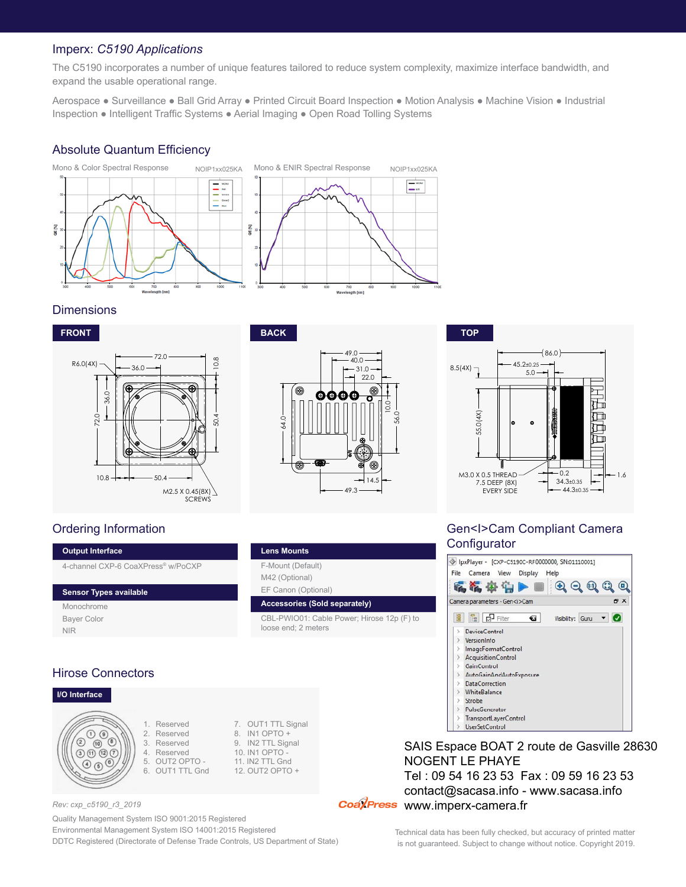## Imperx: *C5190 Applications*

The C5190 incorporates a number of unique features tailored to reduce system complexity, maximize interface bandwidth, and expand the usable operational range.

Aerospace ● Surveillance ● Ball Grid Array ● Printed Circuit Board Inspection ● Motion Analysis ● Machine Vision ● Industrial Inspection ● Intelligent Traffic Systems ● Aerial Imaging ● Open Road Tolling Systems

## Absolute Quantum Efficiency

Mono & Color Spectral Response NOIP1xx025KA

Mono & ENIR Spectral Response NOIP1xx025KA

QE [%]

Wavelength [nm]

## Dimensions

**FRONT**

R6.0(4X) 72.0 36.0 10.8 36.0 72.0 50.4 10.8 50.4 M2.5 X 0.45(8X) SCREWS

**BACK**

49.0 40.0 31.0 22.0 64.0 10.0 56.0 14.5 49.3

**TOP**

86.0 8.5(4X) 45.2±0.25 5.0 55.0(4X) M3.0 X 0.5 THREAD 7.5 DEEP (8X) EVERY SIDE 0.2 34.3±0.35 44.3±0.35 1.6

## Ordering Information

| Output Interface |
|---|
| 4-channel CXP-6 CoaXPress® w/PoCXP |

| Sensor Types available |
|---|
| Monochrome |
| Bayer Color |
| NIR |

| Lens Mounts |
|---|
| F-Mount (Default) |
| M42 (Optional) |
| EF Canon (Optional) |

| Accessories (Sold separately) |
|---|
| CBL-PWIO01: Cable Power; Hirose 12p (F) to loose end; 2 meters |

## Gen<I>Cam Compliant Camera Configurator

## Hirose Connectors

**I/O Interface**

1. Reserved
2. Reserved
3. Reserved
4. Reserved
5. OUT2 OPTO -
6. OUT1 TTL Gnd
7. OUT1 TTL Signal
8. IN1 OPTO +
9. IN2 TTL Signal
10. IN1 OPTO -
11. IN2 TTL Gnd
12. OUT2 OPTO +

SAIS Espace BOAT 2 route de Gasville 28630 NOGENT LE PHAYE
Tel : 09 54 16 23 53 Fax : 09 59 16 23 53
contact@sacasa.info - www.sacasa.info
www.imperx-camera.fr

*Rev: cxp_c5190_r3_2019*

Quality Management System ISO 9001:2015 Registered
Environmental Management System ISO 14001:2015 Registered
DDTC Registered (Directorate of Defense Trade Controls, US Department of State)

Technical data has been fully checked, but accuracy of printed matter is not guaranteed. Subject to change without notice. Copyright 2019.